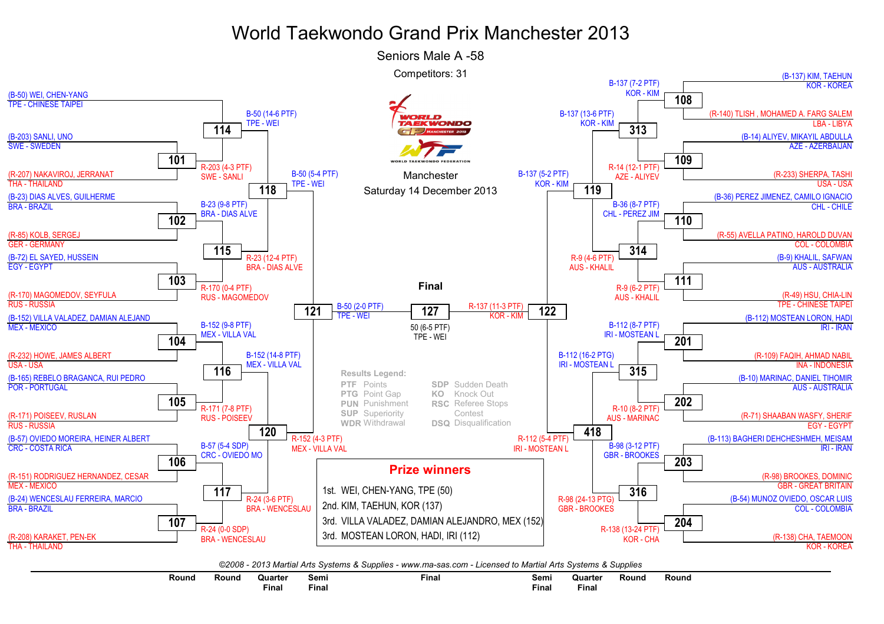# World Taekwondo Grand Prix Manchester 2013

## Seniors Male A -58

Competitors: 31

Manchester
Saturday 14 December 2013

### Left side of bracket

**Round**

- Match 101: (B-203) SANLI, UNO – SWE - SWEDEN vs (R-207) NAKAVIROJ, JERRANAT – THA - THAILAND → R-203 (4-3 PTF) SWE - SANLI
- Match 102: (B-23) DIAS ALVES, GUILHERME – BRA - BRAZIL vs (R-85) KOLB, SERGEJ – GER - GERMANY → B-23 (9-8 PTF) BRA - DIAS ALVE
- Match 103: (B-72) EL SAYED, HUSSEIN – EGY - EGYPT vs (R-170) MAGOMEDOV, SEYFULA – RUS - RUSSIA → R-170 (0-4 PTF) RUS - MAGOMEDOV
- Match 104: (B-152) VILLA VALADEZ, DAMIAN ALEJAND – MEX - MEXICO vs (R-232) HOWE, JAMES ALBERT – USA - USA → B-152 (9-8 PTF) MEX - VILLA VAL
- Match 105: (B-165) REBELO BRAGANCA, RUI PEDRO – POR - PORTUGAL vs (R-171) POISEEV, RUSLAN – RUS - RUSSIA → R-171 (7-8 PTF) RUS - POISEEV
- Match 106: (B-57) OVIEDO MOREIRA, HEINER ALBERT – CRC - COSTA RICA vs (R-151) RODRIGUEZ HERNANDEZ, CESAR – MEX - MEXICO → B-57 (5-4 SDP) CRC - OVIEDO MO
- Match 107: (B-24) WENCESLAU FERREIRA, MARCIO – BRA - BRAZIL vs (R-208) KARAKET, PEN-EK – THA - THAILAND → R-24 (0-0 SDP) BRA - WENCESLAU

**Round**

- Match 114: (B-50) WEI, CHEN-YANG – TPE - CHINESE TAIPEI vs winner 101 → B-50 (14-6 PTF) TPE - WEI
- Match 115: winner 102 vs winner 103 → R-23 (12-4 PTF) BRA - DIAS ALVE
- Match 116: winner 104 vs winner 105 → B-152 (14-8 PTF) MEX - VILLA VAL
- Match 117: winner 106 vs winner 107 → R-24 (3-6 PTF) BRA - WENCESLAU

**Quarter Final**

- Match 118: → B-50 (5-4 PTF) TPE - WEI
- Match 120: → R-152 (4-3 PTF) MEX - VILLA VAL

**Semi Final**

- Match 121: → B-50 (2-0 PTF) TPE - WEI

### Right side of bracket

**Round**

- Match 108: (B-137) KIM, TAEHUN – KOR - KOREA vs (R-140) TLISH , MOHAMED A. FARG SALEM – LBA - LIBYA → B-137 (7-2 PTF) KOR - KIM
- Match 109: (B-14) ALIYEV, MIKAYIL ABDULLA – AZE - AZERBAIJAN vs (R-233) SHERPA, TASHI – USA - USA → R-14 (12-1 PTF) AZE - ALIYEV
- Match 110: (B-36) PEREZ JIMENEZ, CAMILO IGNACIO – CHL - CHILE vs (R-55) AVELLA PATINO, HAROLD DUVAN – COL - COLOMBIA → B-36 (8-7 PTF) CHL - PEREZ JIM
- Match 111: (B-9) KHALIL, SAFWAN – AUS - AUSTRALIA vs (R-49) HSU, CHIA-LIN – TPE - CHINESE TAIPEI → R-9 (6-2 PTF) AUS - KHALIL
- Match 201: (B-112) MOSTEAN LORON, HADI – IRI - IRAN vs (R-109) FAQIH, AHMAD NABIL – INA - INDONESIA → B-112 (8-7 PTF) IRI - MOSTEAN L
- Match 202: (B-10) MARINAC, DANIEL TIHOMIR – AUS - AUSTRALIA vs (R-71) SHAABAN WASFY, SHERIF – EGY - EGYPT → R-10 (8-2 PTF) AUS - MARINAC
- Match 203: (B-113) BAGHERI DEHCHESHMEH, MEISAM – IRI - IRAN vs (R-98) BROOKES, DOMINIC – GBR - GREAT BRITAIN → B-98 (3-12 PTF) GBR - BROOKES
- Match 204: (B-54) MUNOZ OVIEDO, OSCAR LUIS – COL - COLOMBIA vs (R-138) CHA, TAEMOON – KOR - KOREA → R-138 (13-24 PTF) KOR - CHA

**Round**

- Match 313: winner 108 vs winner 109 → B-137 (13-6 PTF) KOR - KIM
- Match 314: winner 110 vs winner 111 → R-9 (4-6 PTF) AUS - KHALIL
- Match 315: winner 201 vs winner 202 → B-112 (16-2 PTG) IRI - MOSTEAN L
- Match 316: winner 203 vs winner 204 → R-98 (24-13 PTG) GBR - BROOKES

**Quarter Final**

- Match 119: → B-137 (5-2 PTF) KOR - KIM
- Match 418: → R-112 (5-4 PTF) IRI - MOSTEAN L

**Semi Final**

- Match 122: → R-137 (11-3 PTF) KOR - KIM

### Final

- Match 127: B-50 (2-0 PTF) TPE - WEI vs R-137 (11-3 PTF) KOR - KIM → 50 (6-5 PTF) TPE - WEI

### Results Legend:

| | | | |
|---|---|---|---|
| PTF | Points | SDP | Sudden Death |
| PTG | Point Gap | KO | Knock Out |
| PUN | Punishment | RSC | Referee Stops Contest |
| SUP | Superiority | DSQ | Disqualification |
| WDR | Withdrawal | | |

### Prize winners

1st. WEI, CHEN-YANG, TPE (50)
2nd. KIM, TAEHUN, KOR (137)
3rd. VILLA VALADEZ, DAMIAN ALEJANDRO, MEX (152)
3rd. MOSTEAN LORON, HADI, IRI (112)

*©2008 - 2013 Martial Arts Systems & Supplies - www.ma-sas.com - Licensed to Martial Arts Systems & Supplies*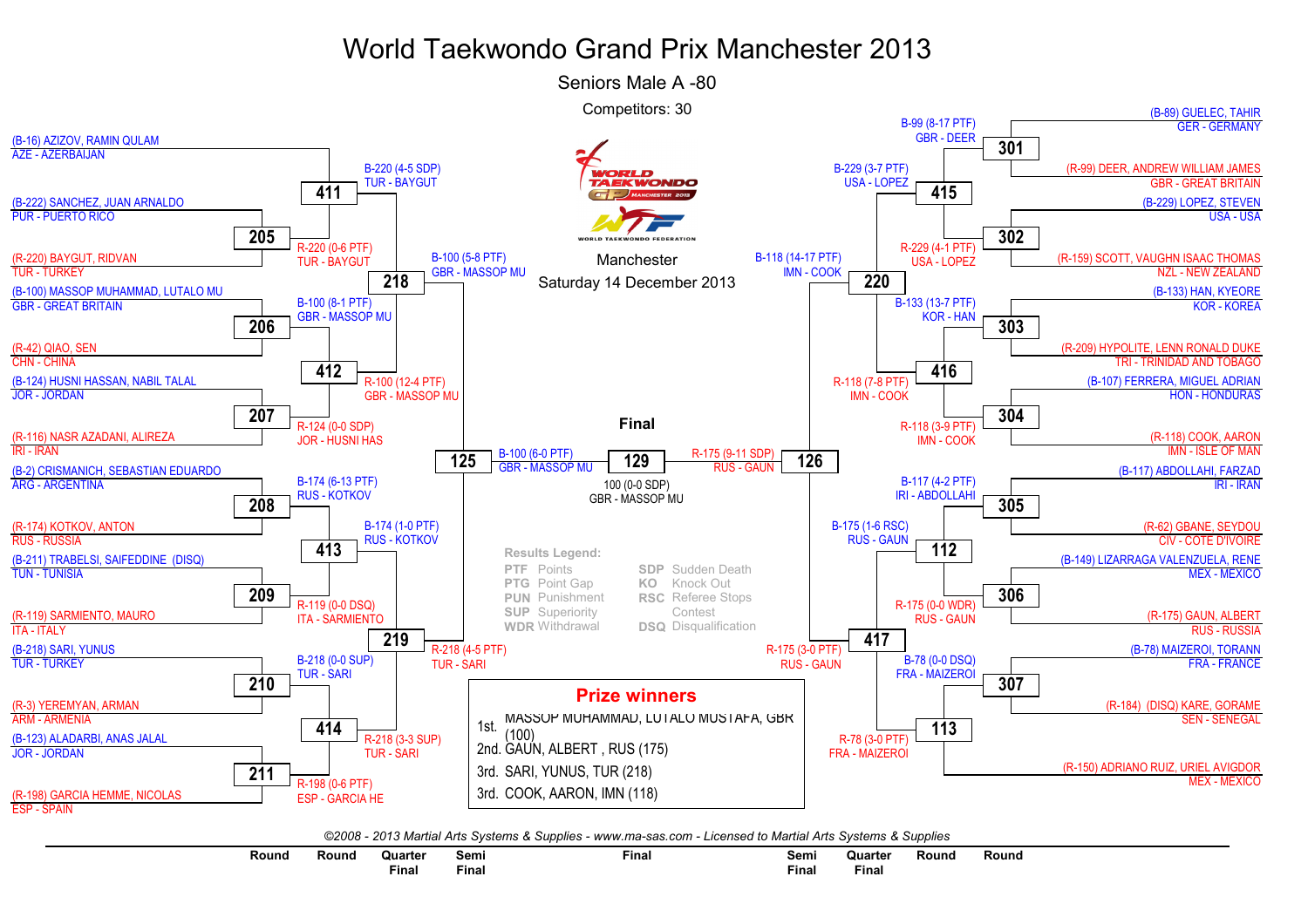# World Taekwondo Grand Prix Manchester 2013

## Seniors Male A -80

Competitors: 30

Manchester
Saturday 14 December 2013

### Left half of bracket

**Round (first round)**

- Match 205: (B-222) SANCHEZ, JUAN ARNALDO – PUR - PUERTO RICO vs (R-220) BAYGUT, RIDVAN – TUR - TURKEY → R-220 (0-6 PTF) TUR - BAYGUT
- Match 206: (B-100) MASSOP MUHAMMAD, LUTALO MU – GBR - GREAT BRITAIN vs (R-42) QIAO, SEN – CHN - CHINA → B-100 (8-1 PTF) GBR - MASSOP MU
- Match 207: (B-124) HUSNI HASSAN, NABIL TALAL – JOR - JORDAN vs (R-116) NASR AZADANI, ALIREZA – IRI - IRAN → R-124 (0-0 SDP) JOR - HUSNI HAS
- Match 208: (B-2) CRISMANICH, SEBASTIAN EDUARDO – ARG - ARGENTINA vs (R-174) KOTKOV, ANTON – RUS - RUSSIA → B-174 (6-13 PTF) RUS - KOTKOV
- Match 209: (B-211) TRABELSI, SAIFEDDINE (DISQ) – TUN - TUNISIA vs (R-119) SARMIENTO, MAURO – ITA - ITALY → R-119 (0-0 DSQ) ITA - SARMIENTO
- Match 210: (B-218) SARI, YUNUS – TUR - TURKEY vs (R-3) YEREMYAN, ARMAN – ARM - ARMENIA → B-218 (0-0 SUP) TUR - SARI
- Match 211: (B-123) ALADARBI, ANAS JALAL – JOR - JORDAN vs (R-198) GARCIA HEMME, NICOLAS – ESP - SPAIN → R-198 (0-6 PTF) ESP - GARCIA HE

**Round (second round)**

- Match 411: (B-16) AZIZOV, RAMIN QULAM – AZE - AZERBAIJAN vs winner 205 → B-220 (4-5 SDP) TUR - BAYGUT
- Match 412: winner 206 vs winner 207 → R-100 (12-4 PTF) GBR - MASSOP MU
- Match 413: winner 208 vs winner 209 → B-174 (1-0 PTF) RUS - KOTKOV
- Match 414: winner 210 vs winner 211 → R-218 (3-3 SUP) TUR - SARI

**Quarter Final**

- Match 218: winner 411 vs winner 412 → B-100 (5-8 PTF) GBR - MASSOP MU
- Match 219: winner 413 vs winner 414 → R-218 (4-5 PTF) TUR - SARI

**Semi Final**

- Match 125: winner 218 vs winner 219 → B-100 (6-0 PTF) GBR - MASSOP MU

### Right half of bracket

**Round (first round)**

- Match 301: (B-89) GUELEC, TAHIR – GER - GERMANY vs (R-99) DEER, ANDREW WILLIAM JAMES – GBR - GREAT BRITAIN → B-99 (8-17 PTF) GBR - DEER
- Match 302: (B-229) LOPEZ, STEVEN – USA - USA vs (R-159) SCOTT, VAUGHN ISAAC THOMAS – NZL - NEW ZEALAND → R-229 (4-1 PTF) USA - LOPEZ
- Match 303: (B-133) HAN, KYEORE – KOR - KOREA vs (R-209) HYPOLITE, LENN RONALD DUKE – TRI - TRINIDAD AND TOBAGO → B-133 (13-7 PTF) KOR - HAN
- Match 304: (B-107) FERRERA, MIGUEL ADRIAN – HON - HONDURAS vs (R-118) COOK, AARON – IMN - ISLE OF MAN → R-118 (3-9 PTF) IMN - COOK
- Match 305: (B-117) ABDOLLAHI, FARZAD – IRI - IRAN vs (R-62) GBANE, SEYDOU – CIV - COTE D'IVOIRE → B-117 (4-2 PTF) IRI - ABDOLLAHI
- Match 306: (B-149) LIZARRAGA VALENZUELA, RENE – MEX - MEXICO vs (R-175) GAUN, ALBERT – RUS - RUSSIA → R-175 (0-0 WDR) RUS - GAUN
- Match 307: (B-78) MAIZEROI, TORANN – FRA - FRANCE vs (R-184) (DISQ) KARE, GORAME – SEN - SENEGAL → B-78 (0-0 DSQ) FRA - MAIZEROI

**Round (second round)**

- Match 415: winner 301 vs winner 302 → B-229 (3-7 PTF) USA - LOPEZ
- Match 416: winner 303 vs winner 304 → R-118 (7-8 PTF) IMN - COOK
- Match 112: winner 305 vs winner 306 → B-175 (1-6 RSC) RUS - GAUN
- Match 113: winner 307 vs (R-150) ADRIANO RUIZ, URIEL AVIGDOR – MEX - MEXICO → R-78 (3-0 PTF) FRA - MAIZEROI

**Quarter Final**

- Match 220: winner 415 vs winner 416 → B-118 (14-17 PTF) IMN - COOK
- Match 417: winner 112 vs winner 113 → R-175 (3-0 PTF) RUS - GAUN

**Semi Final**

- Match 126: winner 220 vs winner 417 → R-175 (9-11 SDP) RUS - GAUN

### Final

- Match 129: B-100 (6-0 PTF) GBR - MASSOP MU vs R-175 (9-11 SDP) RUS - GAUN → 100 (0-0 SDP) GBR - MASSOP MU

### Results Legend:

| | | | |
|---|---|---|---|
| PTF | Points | SDP | Sudden Death |
| PTG | Point Gap | KO | Knock Out |
| PUN | Punishment | RSC | Referee Stops Contest |
| SUP | Superiority | | |
| WDR | Withdrawal | DSQ | Disqualification |

### Prize winners

1st. MASSOP MUHAMMAD, LUTALO MUSTAFA, GBR (100)
2nd. GAUN, ALBERT , RUS (175)
3rd. SARI, YUNUS, TUR (218)
3rd. COOK, AARON, IMN (118)

*©2008 - 2013 Martial Arts Systems & Supplies - www.ma-sas.com - Licensed to Martial Arts Systems & Supplies*

Round | Round | Quarter Final | Semi Final | Final | Semi Final | Quarter Final | Round | Round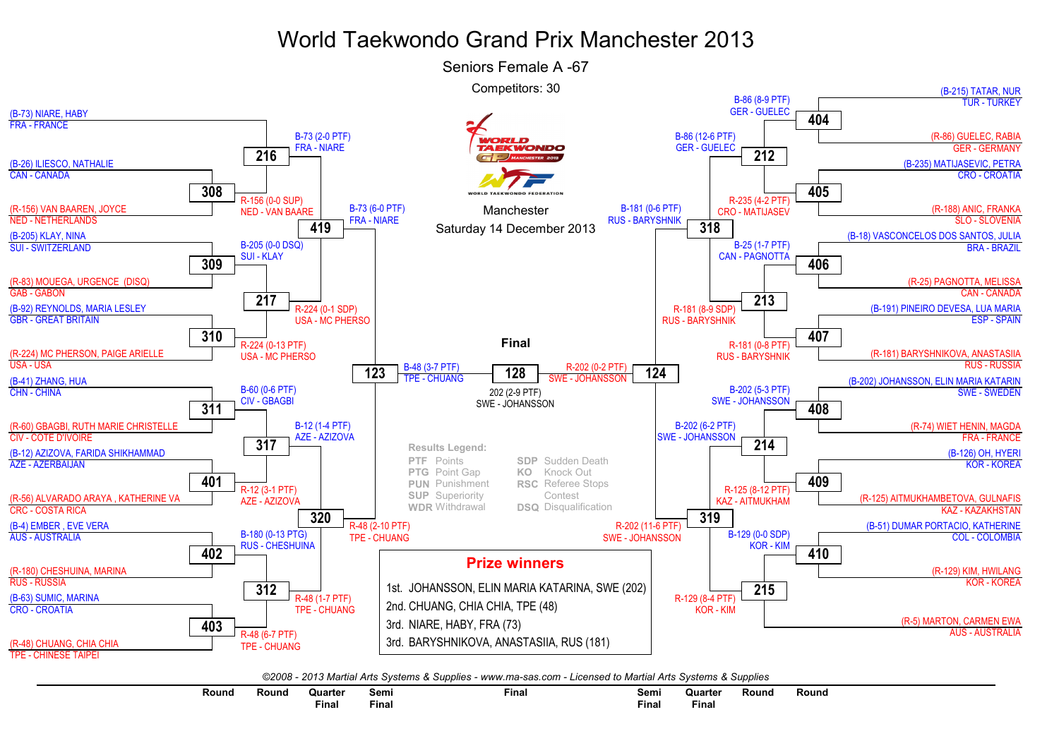# World Taekwondo Grand Prix Manchester 2013

## Seniors Female A -67

Competitors: 30

Manchester

Saturday 14 December 2013

### Left side of bracket

(B-73) NIARE, HABY
FRA - FRANCE

216 — B-73 (2-0 PTF) FRA - NIARE

(B-26) ILIESCO, NATHALIE
CAN - CANADA

308 — R-156 (0-0 SUP) NED - VAN BAARE

(R-156) VAN BAAREN, JOYCE
NED - NETHERLANDS

419 — B-73 (6-0 PTF) FRA - NIARE

(B-205) KLAY, NINA
SUI - SWITZERLAND

309 — B-205 (0-0 DSQ) SUI - KLAY

(R-83) MOUEGA, URGENCE (DISQ)
GAB - GABON

217 — R-224 (0-1 SDP) USA - MC PHERSO

(B-92) REYNOLDS, MARIA LESLEY
GBR - GREAT BRITAIN

310 — R-224 (0-13 PTF) USA - MC PHERSO

(R-224) MC PHERSON, PAIGE ARIELLE
USA - USA

123 — B-48 (3-7 PTF) TPE - CHUANG

(B-41) ZHANG, HUA
CHN - CHINA

311 — B-60 (0-6 PTF) CIV - GBAGBI

(R-60) GBAGBI, RUTH MARIE CHRISTELLE
CIV - COTE D'IVOIRE

317 — B-12 (1-4 PTF) AZE - AZIZOVA

(B-12) AZIZOVA, FARIDA SHIKHAMMAD
AZE - AZERBAIJAN

401 — R-12 (3-1 PTF) AZE - AZIZOVA

(R-56) ALVARADO ARAYA , KATHERINE VA
CRC - COSTA RICA

320 — R-48 (2-10 PTF) TPE - CHUANG

(B-4) EMBER , EVE VERA
AUS - AUSTRALIA

402 — B-180 (0-13 PTG) RUS - CHESHUINA

(R-180) CHESHUINA, MARINA
RUS - RUSSIA

312 — R-48 (1-7 PTF) TPE - CHUANG

(B-63) SUMIC, MARINA
CRO - CROATIA

403 — R-48 (6-7 PTF) TPE - CHUANG

(R-48) CHUANG, CHIA CHIA
TPE - CHINESE TAIPEI

### Final

128 — R-202 (0-2 PTF) SWE - JOHANSSON

202 (2-9 PTF)
SWE - JOHANSSON

### Right side of bracket

(B-215) TATAR, NUR
TUR - TURKEY

404 — B-86 (8-9 PTF) GER - GUELEC

(R-86) GUELEC, RABIA
GER - GERMANY

212 — B-86 (12-6 PTF) GER - GUELEC

(B-235) MATIJASEVIC, PETRA
CRO - CROATIA

405 — R-235 (4-2 PTF) CRO - MATIJASEV

(R-188) ANIC, FRANKA
SLO - SLOVENIA

318 — B-181 (0-6 PTF) RUS - BARYSHNIK

(B-18) VASCONCELOS DOS SANTOS, JULIA
BRA - BRAZIL

406 — B-25 (1-7 PTF) CAN - PAGNOTTA

(R-25) PAGNOTTA, MELISSA
CAN - CANADA

213 — R-181 (8-9 SDP) RUS - BARYSHNIK

(B-191) PINEIRO DEVESA, LUA MARIA
ESP - SPAIN

407 — R-181 (0-8 PTF) RUS - BARYSHNIK

(R-181) BARYSHNIKOVA, ANASTASIIA
RUS - RUSSIA

124

(B-202) JOHANSSON, ELIN MARIA KATARIN
SWE - SWEDEN

408 — B-202 (5-3 PTF) SWE - JOHANSSON

(R-74) WIET HENIN, MAGDA
FRA - FRANCE

214 — B-202 (6-2 PTF) SWE - JOHANSSON

(B-126) OH, HYERI
KOR - KOREA

409 — R-125 (8-12 PTF) KAZ - AITMUKHAM

(R-125) AITMUKHAMBETOVA, GULNAFIS
KAZ - KAZAKHSTAN

319 — R-202 (11-6 PTF) SWE - JOHANSSON

(B-51) DUMAR PORTACIO, KATHERINE
COL - COLOMBIA

410 — B-129 (0-0 SDP) KOR - KIM

(R-129) KIM, HWILANG
KOR - KOREA

215 — R-129 (8-4 PTF) KOR - KIM

(R-5) MARTON, CARMEN EWA
AUS - AUSTRALIA

### Results Legend:

| | | | |
|---|---|---|---|
| PTF | Points | SDP | Sudden Death |
| PTG | Point Gap | KO | Knock Out |
| PUN | Punishment | RSC | Referee Stops Contest |
| SUP | Superiority | DSQ | Disqualification |
| WDR | Withdrawal | | |

### Prize winners

1st. JOHANSSON, ELIN MARIA KATARINA, SWE (202)

2nd. CHUANG, CHIA CHIA, TPE (48)

3rd. NIARE, HABY, FRA (73)

3rd. BARYSHNIKOVA, ANASTASIIA, RUS (181)

*©2008 - 2013 Martial Arts Systems & Supplies - www.ma-sas.com - Licensed to Martial Arts Systems & Supplies*

Round | Round | Quarter Final | Semi Final | Final | Semi Final | Quarter Final | Round | Round